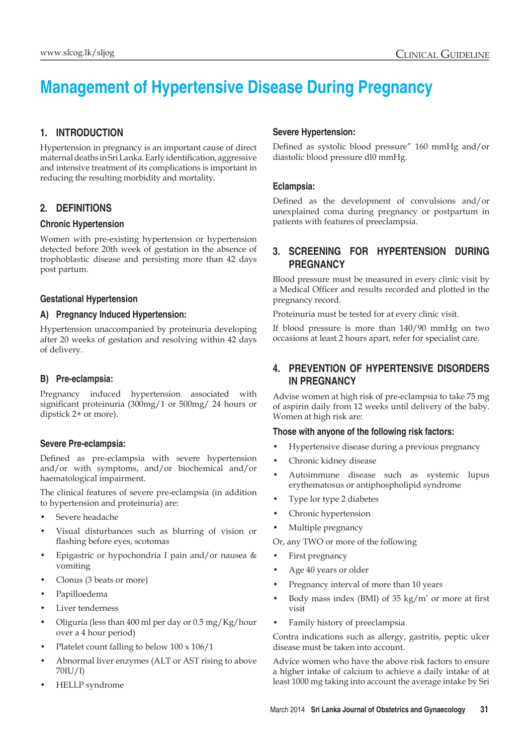# Management of Hypertensive Disease During Pregnancy

## 1. INTRODUCTION

Hypertension in pregnancy is an important cause of direct maternal deaths in Sri Lanka. Early identification, aggressive and intensive treatment of its complications is important in reducing the resulting morbidity and mortality.

## 2. DEFINITIONS

### Chronic Hypertension

Women with pre-existing hypertension or hypertension detected before 20th week of gestation in the absence of trophoblastic disease and persisting more than 42 days post partum.

### Gestational Hypertension

### A) Pregnancy Induced Hypertension:

Hypertension unaccompanied by proteinuria developing after 20 weeks of gestation and resolving within 42 days of delivery.

### B) Pre-eclampsia:

Pregnancy induced hypertension associated with significant proteinuria (300mg/1 or 500mg/ 24 hours or dipstick 2+ or more).

### Severe Pre-eclampsia:

Defined as pre-eclampsia with severe hypertension and/or with symptoms, and/or biochemical and/or haematological impairment.

The clinical features of severe pre-eclampsia (in addition to hypertension and proteinuria) are:

- Severe headache
- Visual disturbances such as blurring of vision or flashing before eyes, scotomas
- Epigastric or hypochondria I pain and/or nausea & vomiting
- Clonus (3 beats or more)
- Papilloedema
- Liver tenderness
- Oliguria (less than 400 ml per day or 0.5 mg/Kg/hour over a 4 hour period)
- Platelet count falling to below 100 x 106/1
- Abnormal liver enzymes (ALT or AST rising to above 70IU/I)
- HELLP syndrome

### Severe Hypertension:

Defined as systolic blood pressure" 160 mmHg and/or diastolic blood pressure dl0 mmHg.

### Eclampsia:

Defined as the development of convulsions and/or unexplained coma during pregnancy or postpartum in patients with features of preeclampsia.

## 3. SCREENING FOR HYPERTENSION DURING PREGNANCY

Blood pressure must be measured in every clinic visit by a Medical Officer and results recorded and plotted in the pregnancy record.

Proteinuria must be tested for at every clinic visit.

If blood pressure is more than 140/90 mmHg on two occasions at least 2 hours apart, refer for specialist care.

## 4. PREVENTION OF HYPERTENSIVE DISORDERS IN PREGNANCY

Advise women at high risk of pre-eclampsia to take 75 mg of aspirin daily from 12 weeks until delivery of the baby. Women at high risk are:

### Those with anyone of the following risk factors:

- Hypertensive disease during a previous pregnancy
- Chronic kidney disease
- Autoimmune disease such as systemic lupus erythematosus or antiphospholipid syndrome
- Type lor type 2 diabetes
- Chronic hypertension
- Multiple pregnancy

Or, any TWO or more of the following

- First pregnancy
- Age 40 years or older
- Pregnancy interval of more than 10 years
- Body mass index (BMI) of 35 kg/m' or more at first visit
- Family history of preeclampsia

Contra indications such as allergy, gastritis, peptic ulcer disease must be taken into account.

Advice women who have the above risk factors to ensure a higher intake of calcium to achieve a daily intake of at least 1000 mg taking into account the average intake by Sri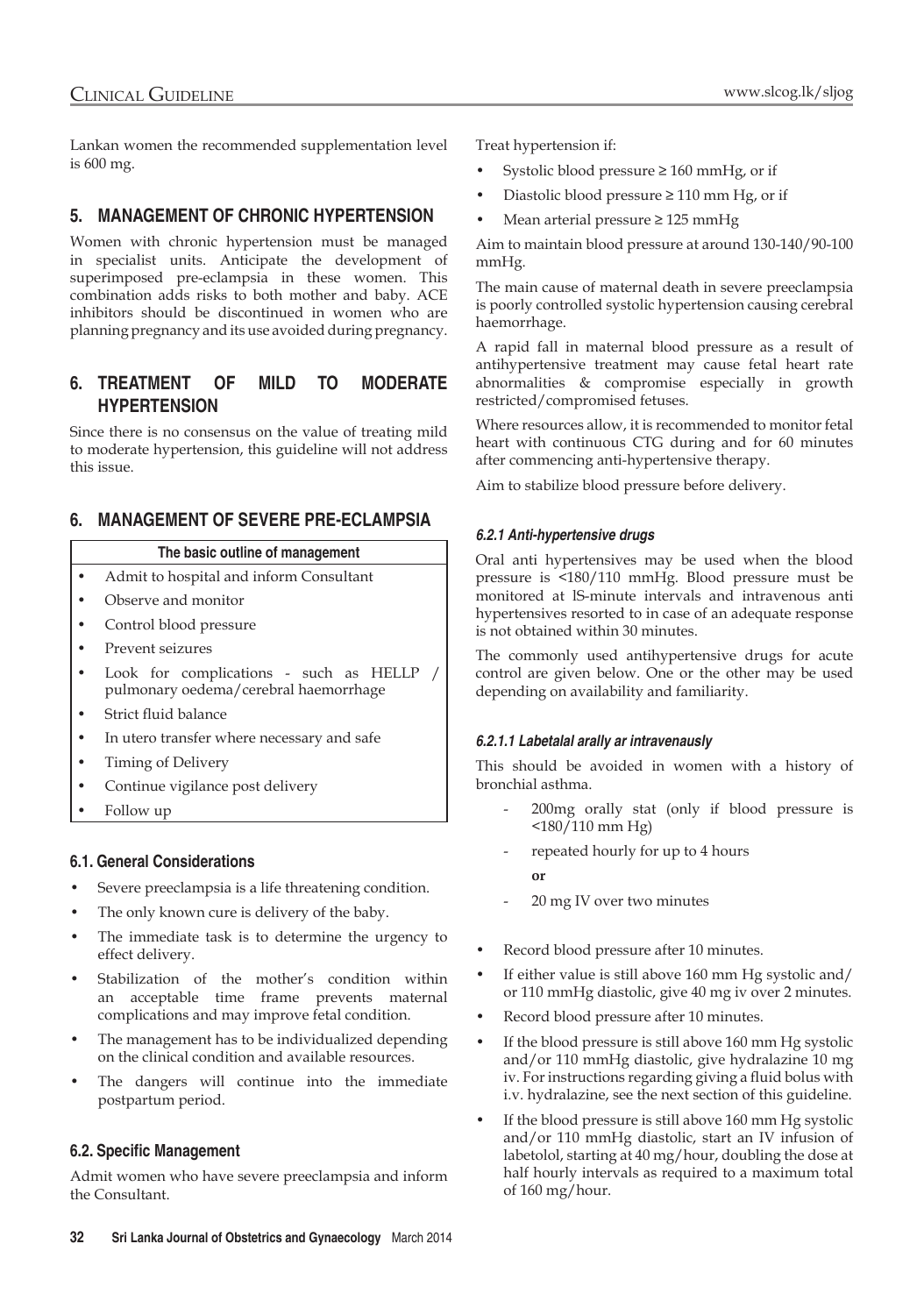Lankan women the recommended supplementation level is 600 mg.

## 5. MANAGEMENT OF CHRONIC HYPERTENSION

Women with chronic hypertension must be managed in specialist units. Anticipate the development of superimposed pre-eclampsia in these women. This combination adds risks to both mother and baby. ACE inhibitors should be discontinued in women who are planning pregnancy and its use avoided during pregnancy.

## 6. TREATMENT OF MILD TO MODERATE HYPERTENSION

Since there is no consensus on the value of treating mild to moderate hypertension, this guideline will not address this issue.

## 6. MANAGEMENT OF SEVERE PRE-ECLAMPSIA

| The basic outline of management |
|---|
| • Admit to hospital and inform Consultant |
| • Observe and monitor |
| • Control blood pressure |
| • Prevent seizures |
| • Look for complications - such as HELLP / pulmonary oedema/cerebral haemorrhage |
| • Strict fluid balance |
| • In utero transfer where necessary and safe |
| • Timing of Delivery |
| • Continue vigilance post delivery |
| • Follow up |

### 6.1. General Considerations

- Severe preeclampsia is a life threatening condition.
- The only known cure is delivery of the baby.
- The immediate task is to determine the urgency to effect delivery.
- Stabilization of the mother's condition within an acceptable time frame prevents maternal complications and may improve fetal condition.
- The management has to be individualized depending on the clinical condition and available resources.
- The dangers will continue into the immediate postpartum period.

### 6.2. Specific Management

Admit women who have severe preeclampsia and inform the Consultant.

Treat hypertension if:

- Systolic blood pressure ≥ 160 mmHg, or if
- Diastolic blood pressure ≥ 110 mm Hg, or if
- Mean arterial pressure ≥ 125 mmHg

Aim to maintain blood pressure at around 130-140/90-100 mmHg.

The main cause of maternal death in severe preeclampsia is poorly controlled systolic hypertension causing cerebral haemorrhage.

A rapid fall in maternal blood pressure as a result of antihypertensive treatment may cause fetal heart rate abnormalities & compromise especially in growth restricted/compromised fetuses.

Where resources allow, it is recommended to monitor fetal heart with continuous CTG during and for 60 minutes after commencing anti-hypertensive therapy.

Aim to stabilize blood pressure before delivery.

#### *6.2.1 Anti-hypertensive drugs*

Oral anti hypertensives may be used when the blood pressure is <180/110 mmHg. Blood pressure must be monitored at lS-minute intervals and intravenous anti hypertensives resorted to in case of an adequate response is not obtained within 30 minutes.

The commonly used antihypertensive drugs for acute control are given below. One or the other may be used depending on availability and familiarity.

##### *6.2.1.1 Labetalal arally ar intravenausly*

This should be avoided in women with a history of bronchial asthma.

- 200mg orally stat (only if blood pressure is <180/110 mm Hg)
- repeated hourly for up to 4 hours

  **or**

- 20 mg IV over two minutes

- Record blood pressure after 10 minutes.
- If either value is still above 160 mm Hg systolic and/or 110 mmHg diastolic, give 40 mg iv over 2 minutes.
- Record blood pressure after 10 minutes.
- If the blood pressure is still above 160 mm Hg systolic and/or 110 mmHg diastolic, give hydralazine 10 mg iv. For instructions regarding giving a fluid bolus with i.v. hydralazine, see the next section of this guideline.
- If the blood pressure is still above 160 mm Hg systolic and/or 110 mmHg diastolic, start an IV infusion of labetolol, starting at 40 mg/hour, doubling the dose at half hourly intervals as required to a maximum total of 160 mg/hour.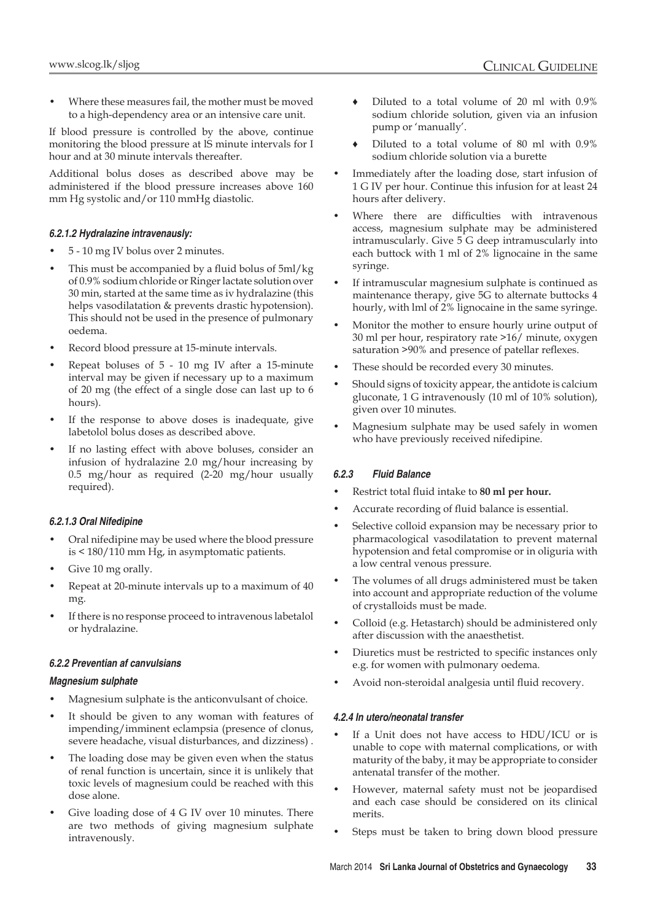- Where these measures fail, the mother must be moved to a high-dependency area or an intensive care unit.

If blood pressure is controlled by the above, continue monitoring the blood pressure at lS minute intervals for I hour and at 30 minute intervals thereafter.

Additional bolus doses as described above may be administered if the blood pressure increases above 160 mm Hg systolic and/or 110 mmHg diastolic.

#### *6.2.1.2 Hydralazine intravenausly:*

- 5 - 10 mg IV bolus over 2 minutes.
- This must be accompanied by a fluid bolus of 5ml/kg of 0.9% sodium chloride or Ringer lactate solution over 30 min, started at the same time as iv hydralazine (this helps vasodilatation & prevents drastic hypotension). This should not be used in the presence of pulmonary oedema.
- Record blood pressure at 15-minute intervals.
- Repeat boluses of 5 - 10 mg IV after a 15-minute interval may be given if necessary up to a maximum of 20 mg (the effect of a single dose can last up to 6 hours).
- If the response to above doses is inadequate, give labetolol bolus doses as described above.
- If no lasting effect with above boluses, consider an infusion of hydralazine 2.0 mg/hour increasing by 0.5 mg/hour as required (2-20 mg/hour usually required).

#### *6.2.1.3 Oral Nifedipine*

- Oral nifedipine may be used where the blood pressure is < 180/110 mm Hg, in asymptomatic patients.
- Give 10 mg orally.
- Repeat at 20-minute intervals up to a maximum of 40 mg.
- If there is no response proceed to intravenous labetalol or hydralazine.

### *6.2.2 Preventian af canvulsians*

#### *Magnesium sulphate*

- Magnesium sulphate is the anticonvulsant of choice.
- It should be given to any woman with features of impending/imminent eclampsia (presence of clonus, severe headache, visual disturbances, and dizziness) .
- The loading dose may be given even when the status of renal function is uncertain, since it is unlikely that toxic levels of magnesium could be reached with this dose alone.
- Give loading dose of 4 G IV over 10 minutes. There are two methods of giving magnesium sulphate intravenously.
  - ♦ Diluted to a total volume of 20 ml with 0.9% sodium chloride solution, given via an infusion pump or 'manually'.
  - ♦ Diluted to a total volume of 80 ml with 0.9% sodium chloride solution via a burette
- Immediately after the loading dose, start infusion of 1 G IV per hour. Continue this infusion for at least 24 hours after delivery.
- Where there are difficulties with intravenous access, magnesium sulphate may be administered intramuscularly. Give 5 G deep intramuscularly into each buttock with 1 ml of 2% lignocaine in the same syringe.
- If intramuscular magnesium sulphate is continued as maintenance therapy, give 5G to alternate buttocks 4 hourly, with lml of 2% lignocaine in the same syringe.
- Monitor the mother to ensure hourly urine output of 30 ml per hour, respiratory rate >16/ minute, oxygen saturation >90% and presence of patellar reflexes.
- These should be recorded every 30 minutes.
- Should signs of toxicity appear, the antidote is calcium gluconate, 1 G intravenously (10 ml of 10% solution), given over 10 minutes.
- Magnesium sulphate may be used safely in women who have previously received nifedipine.

### *6.2.3 Fluid Balance*

- Restrict total fluid intake to **80 ml per hour.**
- Accurate recording of fluid balance is essential.
- Selective colloid expansion may be necessary prior to pharmacological vasodilatation to prevent maternal hypotension and fetal compromise or in oliguria with a low central venous pressure.
- The volumes of all drugs administered must be taken into account and appropriate reduction of the volume of crystalloids must be made.
- Colloid (e.g. Hetastarch) should be administered only after discussion with the anaesthetist.
- Diuretics must be restricted to specific instances only e.g. for women with pulmonary oedema.
- Avoid non-steroidal analgesia until fluid recovery.

### *4.2.4 In utero/neonatal transfer*

- If a Unit does not have access to HDU/ICU or is unable to cope with maternal complications, or with maturity of the baby, it may be appropriate to consider antenatal transfer of the mother.
- However, maternal safety must not be jeopardised and each case should be considered on its clinical merits.
- Steps must be taken to bring down blood pressure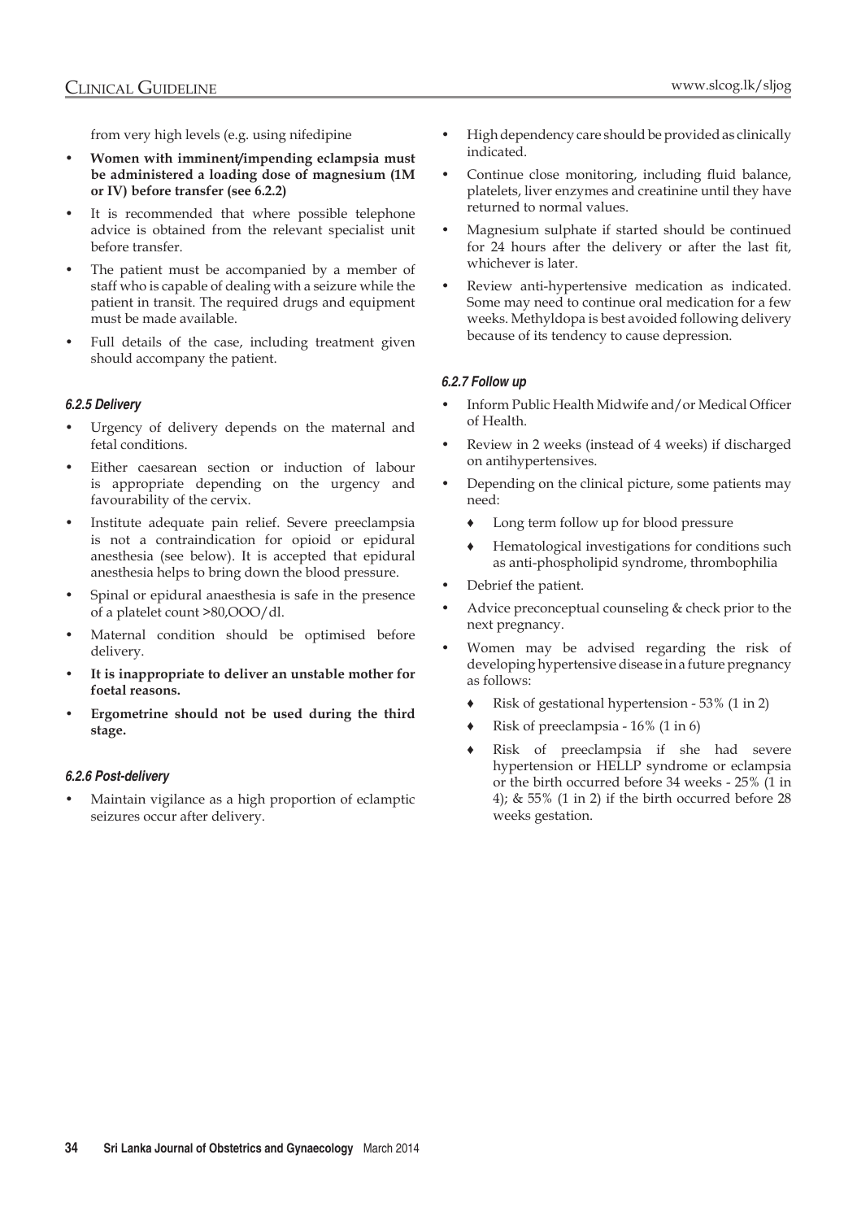from very high levels (e.g. using nifedipine

- **Women with imminent/impending eclampsia must be administered a loading dose of magnesium (1M or IV) before transfer (see 6.2.2)**
- It is recommended that where possible telephone advice is obtained from the relevant specialist unit before transfer.
- The patient must be accompanied by a member of staff who is capable of dealing with a seizure while the patient in transit. The required drugs and equipment must be made available.
- Full details of the case, including treatment given should accompany the patient.

#### *6.2.5 Delivery*

- Urgency of delivery depends on the maternal and fetal conditions.
- Either caesarean section or induction of labour is appropriate depending on the urgency and favourability of the cervix.
- Institute adequate pain relief. Severe preeclampsia is not a contraindication for opioid or epidural anesthesia (see below). It is accepted that epidural anesthesia helps to bring down the blood pressure.
- Spinal or epidural anaesthesia is safe in the presence of a platelet count >80,OOO/dl.
- Maternal condition should be optimised before delivery.
- **It is inappropriate to deliver an unstable mother for foetal reasons.**
- **Ergometrine should not be used during the third stage.**

#### *6.2.6 Post-delivery*

- Maintain vigilance as a high proportion of eclamptic seizures occur after delivery.
- High dependency care should be provided as clinically indicated.
- Continue close monitoring, including fluid balance, platelets, liver enzymes and creatinine until they have returned to normal values.
- Magnesium sulphate if started should be continued for 24 hours after the delivery or after the last fit, whichever is later.
- Review anti-hypertensive medication as indicated. Some may need to continue oral medication for a few weeks. Methyldopa is best avoided following delivery because of its tendency to cause depression.

#### *6.2.7 Follow up*

- Inform Public Health Midwife and/or Medical Officer of Health.
- Review in 2 weeks (instead of 4 weeks) if discharged on antihypertensives.
- Depending on the clinical picture, some patients may need:
  - Long term follow up for blood pressure
  - Hematological investigations for conditions such as anti-phospholipid syndrome, thrombophilia
- Debrief the patient.
- Advice preconceptual counseling & check prior to the next pregnancy.
- Women may be advised regarding the risk of developing hypertensive disease in a future pregnancy as follows:
  - Risk of gestational hypertension - 53% (1 in 2)
  - Risk of preeclampsia - 16% (1 in 6)
  - Risk of preeclampsia if she had severe hypertension or HELLP syndrome or eclampsia or the birth occurred before 34 weeks - 25% (1 in 4); & 55% (1 in 2) if the birth occurred before 28 weeks gestation.